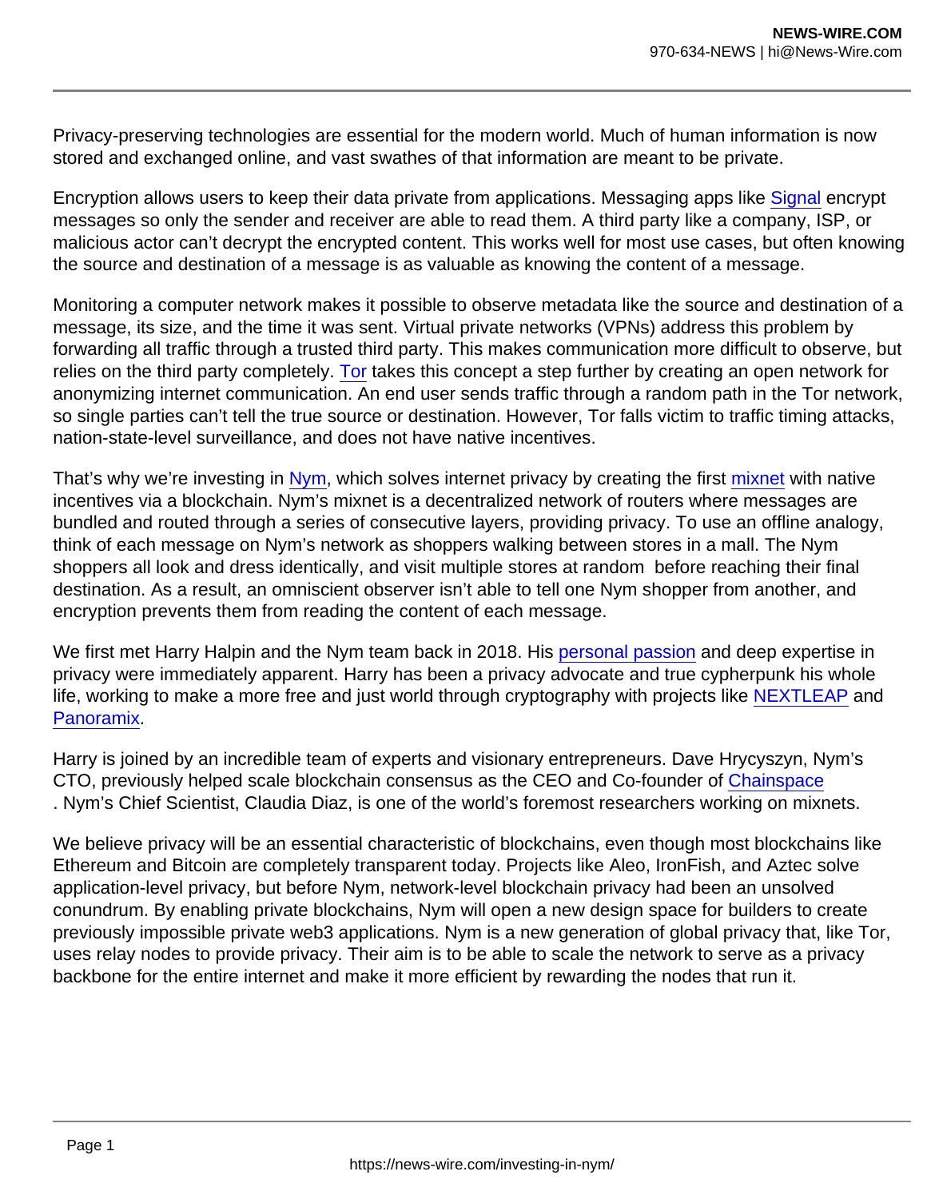Privacy-preserving technologies are essential for the modern world. Much of human information is now stored and exchanged online, and vast swathes of that information are meant to be private.

Encryption allows users to keep their data private from applications. Messaging apps like Signal encrypt messages so only the sender and receiver are able to read them. A third party like a company, ISP, or malicious actor can't decrypt the encrypted content. This works well for most use cases, but often knowing the source and destination of a message is as valuable as knowing the content of a message.

Monitoring a computer network makes it possible to observe metadata like the source and destination of a message, its size, and the time it was sent. Virtual private networks (VPNs) address this problem by forwarding all traffic through a trusted third party. This makes communication more difficult to observe, but relies on the third party completely. Tor takes this concept a step further by creating an open network for anonymizing internet communication. An end user sends traffic through a random path in the Tor network, so single parties can't tell the true source or destination. However, Tor falls victim to traffic timing attacks, nation-state-level surveillance, and does not have native incentives.

That's why we're investing in Nym, which solves internet privacy by creating the first mixnet with native incentives via a blockchain. Nym's mixnet is a decentralized network of routers where messages are bundled and routed through a series of consecutive layers, providing privacy. To use an offline analogy, think of each message on Nym's network as shoppers walking between stores in a mall. The Nym shoppers all look and dress identically, and visit multiple stores at random before reaching their final destination. As a result, an omniscient observer isn't able to tell one Nym shopper from another, and encryption prevents them from reading the content of each message.

We first met Harry Halpin and the Nym team back in 2018. His personal passion and deep expertise in privacy were immediately apparent. Harry has been a privacy advocate and true cypherpunk his whole life, working to make a more free and just world through cryptography with projects like NEXTLEAP and Panoramix.

Harry is joined by an incredible team of experts and visionary entrepreneurs. Dave Hrycyszyn, Nym's CTO, previously helped scale blockchain consensus as the CEO and Co-founder of Chainspace. Nym's Chief Scientist, Claudia Diaz, is one of the world's foremost researchers working on mixnets.

We believe privacy will be an essential characteristic of blockchains, even though most blockchains like Ethereum and Bitcoin are completely transparent today. Projects like Aleo, IronFish, and Aztec solve application-level privacy, but before Nym, network-level blockchain privacy had been an unsolved conundrum. By enabling private blockchains, Nym will open a new design space for builders to create previously impossible private web3 applications. Nym is a new generation of global privacy that, like Tor, uses relay nodes to provide privacy. Their aim is to be able to scale the network to serve as a privacy backbone for the entire internet and make it more efficient by rewarding the nodes that run it.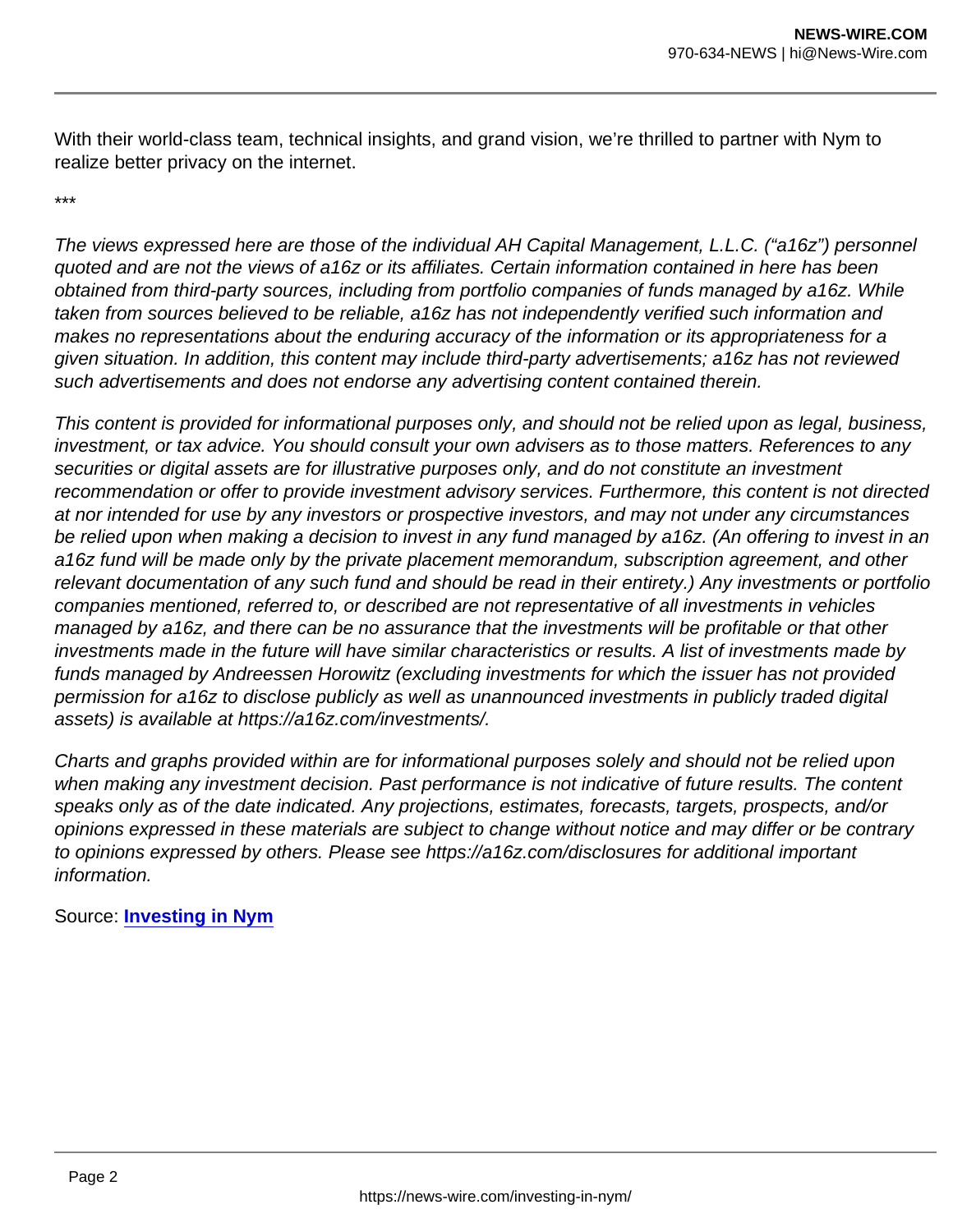With their world-class team, technical insights, and grand vision, we're thrilled to partner with Nym to realize better privacy on the internet.

***

*The views expressed here are those of the individual AH Capital Management, L.L.C. ("a16z") personnel quoted and are not the views of a16z or its affiliates. Certain information contained in here has been obtained from third-party sources, including from portfolio companies of funds managed by a16z. While taken from sources believed to be reliable, a16z has not independently verified such information and makes no representations about the enduring accuracy of the information or its appropriateness for a given situation. In addition, this content may include third-party advertisements; a16z has not reviewed such advertisements and does not endorse any advertising content contained therein.*

*This content is provided for informational purposes only, and should not be relied upon as legal, business, investment, or tax advice. You should consult your own advisers as to those matters. References to any securities or digital assets are for illustrative purposes only, and do not constitute an investment recommendation or offer to provide investment advisory services. Furthermore, this content is not directed at nor intended for use by any investors or prospective investors, and may not under any circumstances be relied upon when making a decision to invest in any fund managed by a16z. (An offering to invest in an a16z fund will be made only by the private placement memorandum, subscription agreement, and other relevant documentation of any such fund and should be read in their entirety.) Any investments or portfolio companies mentioned, referred to, or described are not representative of all investments in vehicles managed by a16z, and there can be no assurance that the investments will be profitable or that other investments made in the future will have similar characteristics or results. A list of investments made by funds managed by Andreessen Horowitz (excluding investments for which the issuer has not provided permission for a16z to disclose publicly as well as unannounced investments in publicly traded digital assets) is available at https://a16z.com/investments/.*

*Charts and graphs provided within are for informational purposes solely and should not be relied upon when making any investment decision. Past performance is not indicative of future results. The content speaks only as of the date indicated. Any projections, estimates, forecasts, targets, prospects, and/or opinions expressed in these materials are subject to change without notice and may differ or be contrary to opinions expressed by others. Please see https://a16z.com/disclosures for additional important information.*

Source: **Investing in Nym**